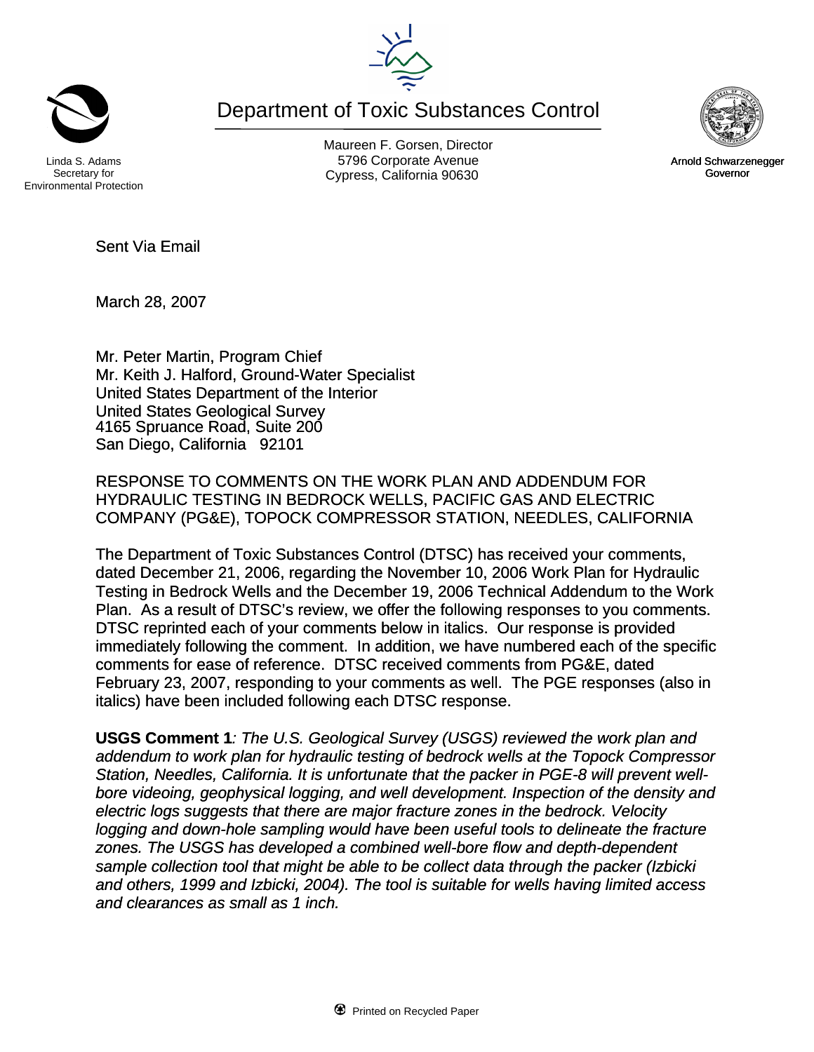Linda S. Adams
Secretary for
Environmental Protection

# Department of Toxic Substances Control

Maureen F. Gorsen, Director
5796 Corporate Avenue
Cypress, California 90630

Arnold Schwarzenegger
Governor

Sent Via Email

March 28, 2007

Mr. Peter Martin, Program Chief
Mr. Keith J. Halford, Ground-Water Specialist
United States Department of the Interior
United States Geological Survey
4165 Spruance Road, Suite 200
San Diego, California 92101

RESPONSE TO COMMENTS ON THE WORK PLAN AND ADDENDUM FOR HYDRAULIC TESTING IN BEDROCK WELLS, PACIFIC GAS AND ELECTRIC COMPANY (PG&E), TOPOCK COMPRESSOR STATION, NEEDLES, CALIFORNIA

The Department of Toxic Substances Control (DTSC) has received your comments, dated December 21, 2006, regarding the November 10, 2006 Work Plan for Hydraulic Testing in Bedrock Wells and the December 19, 2006 Technical Addendum to the Work Plan. As a result of DTSC's review, we offer the following responses to you comments. DTSC reprinted each of your comments below in italics. Our response is provided immediately following the comment. In addition, we have numbered each of the specific comments for ease of reference. DTSC received comments from PG&E, dated February 23, 2007, responding to your comments as well. The PGE responses (also in italics) have been included following each DTSC response.

**USGS Comment 1**: *The U.S. Geological Survey (USGS) reviewed the work plan and addendum to work plan for hydraulic testing of bedrock wells at the Topock Compressor Station, Needles, California. It is unfortunate that the packer in PGE-8 will prevent well-bore videoing, geophysical logging, and well development. Inspection of the density and electric logs suggests that there are major fracture zones in the bedrock. Velocity logging and down-hole sampling would have been useful tools to delineate the fracture zones. The USGS has developed a combined well-bore flow and depth-dependent sample collection tool that might be able to be collect data through the packer (Izbicki and others, 1999 and Izbicki, 2004). The tool is suitable for wells having limited access and clearances as small as 1 inch.*

Printed on Recycled Paper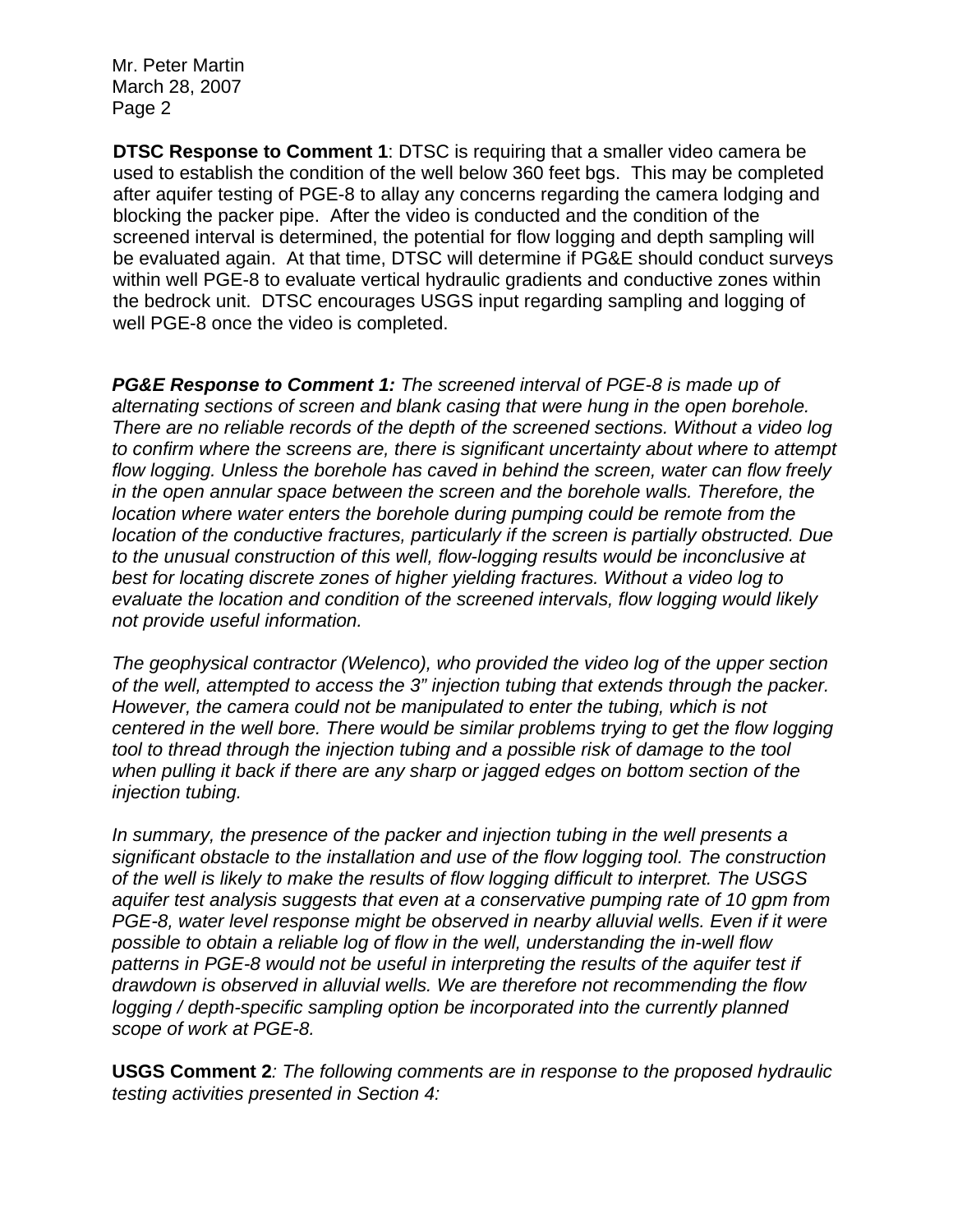**DTSC Response to Comment 1**: DTSC is requiring that a smaller video camera be used to establish the condition of the well below 360 feet bgs. This may be completed after aquifer testing of PGE-8 to allay any concerns regarding the camera lodging and blocking the packer pipe. After the video is conducted and the condition of the screened interval is determined, the potential for flow logging and depth sampling will be evaluated again. At that time, DTSC will determine if PG&E should conduct surveys within well PGE-8 to evaluate vertical hydraulic gradients and conductive zones within the bedrock unit. DTSC encourages USGS input regarding sampling and logging of well PGE-8 once the video is completed.

***PG&E Response to Comment 1:*** *The screened interval of PGE-8 is made up of alternating sections of screen and blank casing that were hung in the open borehole. There are no reliable records of the depth of the screened sections. Without a video log to confirm where the screens are, there is significant uncertainty about where to attempt flow logging. Unless the borehole has caved in behind the screen, water can flow freely in the open annular space between the screen and the borehole walls. Therefore, the location where water enters the borehole during pumping could be remote from the location of the conductive fractures, particularly if the screen is partially obstructed. Due to the unusual construction of this well, flow-logging results would be inconclusive at best for locating discrete zones of higher yielding fractures. Without a video log to evaluate the location and condition of the screened intervals, flow logging would likely not provide useful information.*

*The geophysical contractor (Welenco), who provided the video log of the upper section of the well, attempted to access the 3" injection tubing that extends through the packer. However, the camera could not be manipulated to enter the tubing, which is not centered in the well bore. There would be similar problems trying to get the flow logging tool to thread through the injection tubing and a possible risk of damage to the tool when pulling it back if there are any sharp or jagged edges on bottom section of the injection tubing.*

*In summary, the presence of the packer and injection tubing in the well presents a significant obstacle to the installation and use of the flow logging tool. The construction of the well is likely to make the results of flow logging difficult to interpret. The USGS aquifer test analysis suggests that even at a conservative pumping rate of 10 gpm from PGE-8, water level response might be observed in nearby alluvial wells. Even if it were possible to obtain a reliable log of flow in the well, understanding the in-well flow patterns in PGE-8 would not be useful in interpreting the results of the aquifer test if drawdown is observed in alluvial wells. We are therefore not recommending the flow logging / depth-specific sampling option be incorporated into the currently planned scope of work at PGE-8.*

**USGS Comment 2***: The following comments are in response to the proposed hydraulic testing activities presented in Section 4:*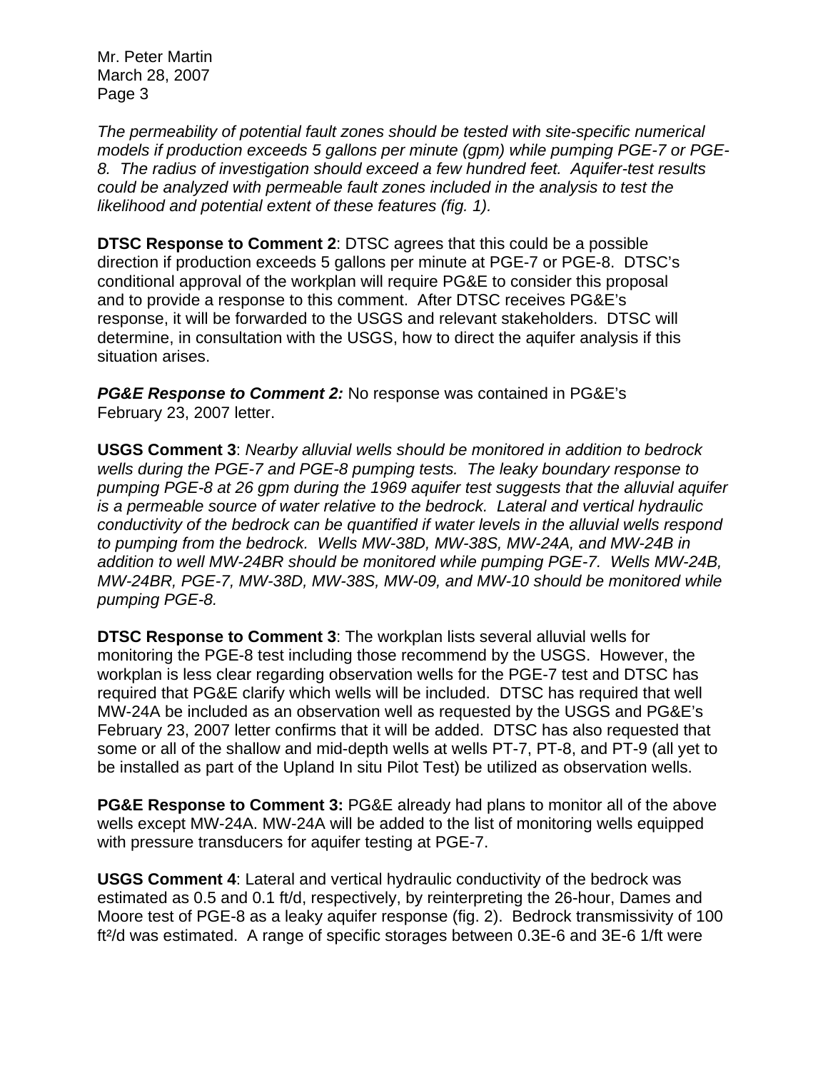*The permeability of potential fault zones should be tested with site-specific numerical models if production exceeds 5 gallons per minute (gpm) while pumping PGE-7 or PGE-8. The radius of investigation should exceed a few hundred feet. Aquifer-test results could be analyzed with permeable fault zones included in the analysis to test the likelihood and potential extent of these features (fig. 1).*

**DTSC Response to Comment 2**: DTSC agrees that this could be a possible direction if production exceeds 5 gallons per minute at PGE-7 or PGE-8. DTSC's conditional approval of the workplan will require PG&E to consider this proposal and to provide a response to this comment. After DTSC receives PG&E's response, it will be forwarded to the USGS and relevant stakeholders. DTSC will determine, in consultation with the USGS, how to direct the aquifer analysis if this situation arises.

***PG&E Response to Comment 2:*** No response was contained in PG&E's February 23, 2007 letter.

**USGS Comment 3**: *Nearby alluvial wells should be monitored in addition to bedrock wells during the PGE-7 and PGE-8 pumping tests. The leaky boundary response to pumping PGE-8 at 26 gpm during the 1969 aquifer test suggests that the alluvial aquifer is a permeable source of water relative to the bedrock. Lateral and vertical hydraulic conductivity of the bedrock can be quantified if water levels in the alluvial wells respond to pumping from the bedrock. Wells MW-38D, MW-38S, MW-24A, and MW-24B in addition to well MW-24BR should be monitored while pumping PGE-7. Wells MW-24B, MW-24BR, PGE-7, MW-38D, MW-38S, MW-09, and MW-10 should be monitored while pumping PGE-8.*

**DTSC Response to Comment 3**: The workplan lists several alluvial wells for monitoring the PGE-8 test including those recommend by the USGS. However, the workplan is less clear regarding observation wells for the PGE-7 test and DTSC has required that PG&E clarify which wells will be included. DTSC has required that well MW-24A be included as an observation well as requested by the USGS and PG&E's February 23, 2007 letter confirms that it will be added. DTSC has also requested that some or all of the shallow and mid-depth wells at wells PT-7, PT-8, and PT-9 (all yet to be installed as part of the Upland In situ Pilot Test) be utilized as observation wells.

**PG&E Response to Comment 3:** PG&E already had plans to monitor all of the above wells except MW-24A. MW-24A will be added to the list of monitoring wells equipped with pressure transducers for aquifer testing at PGE-7.

**USGS Comment 4**: Lateral and vertical hydraulic conductivity of the bedrock was estimated as 0.5 and 0.1 ft/d, respectively, by reinterpreting the 26-hour, Dames and Moore test of PGE-8 as a leaky aquifer response (fig. 2). Bedrock transmissivity of 100 $ft^2/d$ was estimated. A range of specific storages between 0.3E-6 and 3E-6 1/ft were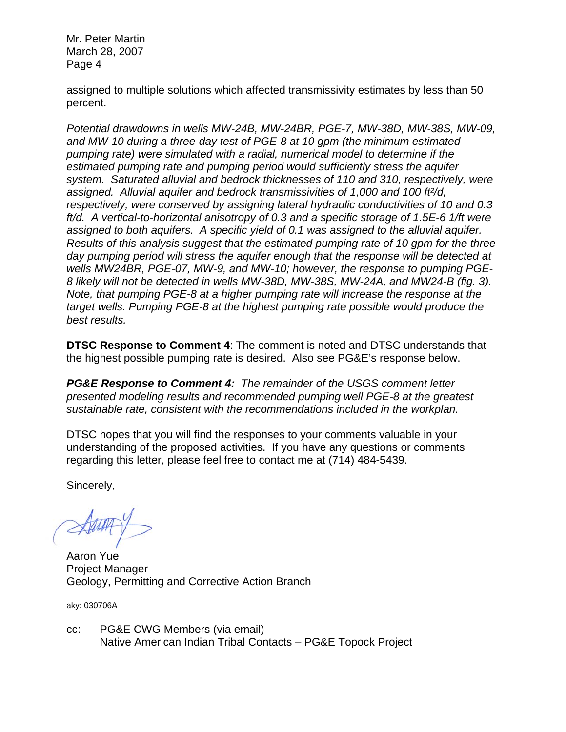Mr. Peter Martin
March 28, 2007
Page 4

assigned to multiple solutions which affected transmissivity estimates by less than 50 percent.

*Potential drawdowns in wells MW-24B, MW-24BR, PGE-7, MW-38D, MW-38S, MW-09, and MW-10 during a three-day test of PGE-8 at 10 gpm (the minimum estimated pumping rate) were simulated with a radial, numerical model to determine if the estimated pumping rate and pumping period would sufficiently stress the aquifer system. Saturated alluvial and bedrock thicknesses of 110 and 310, respectively, were assigned. Alluvial aquifer and bedrock transmissivities of 1,000 and 100 ft²/d, respectively, were conserved by assigning lateral hydraulic conductivities of 10 and 0.3 ft/d. A vertical-to-horizontal anisotropy of 0.3 and a specific storage of 1.5E-6 1/ft were assigned to both aquifers. A specific yield of 0.1 was assigned to the alluvial aquifer. Results of this analysis suggest that the estimated pumping rate of 10 gpm for the three day pumping period will stress the aquifer enough that the response will be detected at wells MW24BR, PGE-07, MW-9, and MW-10; however, the response to pumping PGE-8 likely will not be detected in wells MW-38D, MW-38S, MW-24A, and MW24-B (fig. 3). Note, that pumping PGE-8 at a higher pumping rate will increase the response at the target wells. Pumping PGE-8 at the highest pumping rate possible would produce the best results.*

**DTSC Response to Comment 4**: The comment is noted and DTSC understands that the highest possible pumping rate is desired. Also see PG&E's response below.

***PG&E Response to Comment 4:*** *The remainder of the USGS comment letter presented modeling results and recommended pumping well PGE-8 at the greatest sustainable rate, consistent with the recommendations included in the workplan.*

DTSC hopes that you will find the responses to your comments valuable in your understanding of the proposed activities. If you have any questions or comments regarding this letter, please feel free to contact me at (714) 484-5439.

Sincerely,

Aaron Yue
Project Manager
Geology, Permitting and Corrective Action Branch

aky: 030706A

cc: PG&E CWG Members (via email)
Native American Indian Tribal Contacts – PG&E Topock Project